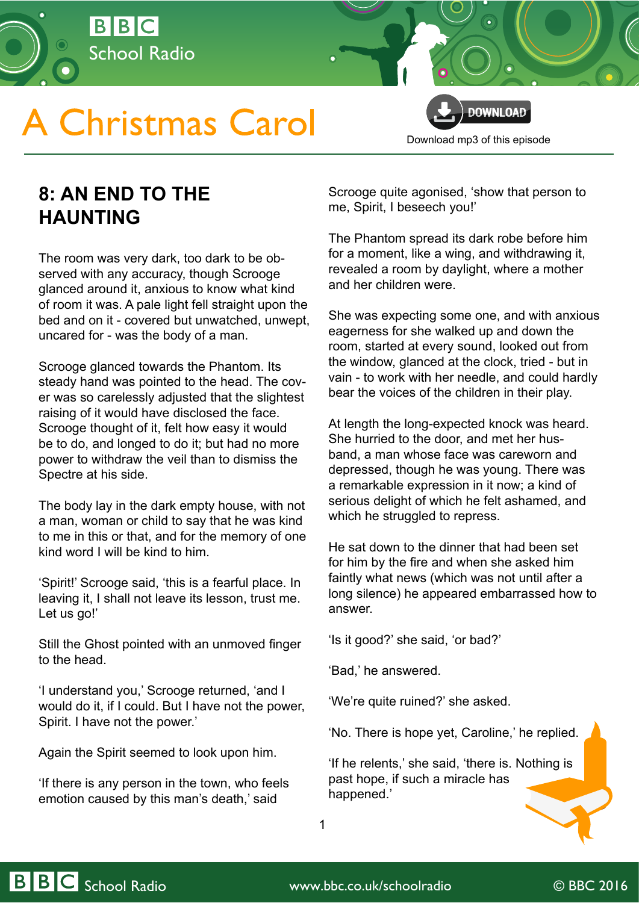# A Christmas Carol

Download mp3 of this episode

## 8: AN END TO THE HAUNTING

The room was very dark, too dark to be observed with any accuracy, though Scrooge glanced around it, anxious to know what kind of room it was. A pale light fell straight upon the bed and on it - covered but unwatched, unwept, uncared for - was the body of a man.

Scrooge glanced towards the Phantom. Its steady hand was pointed to the head. The cover was so carelessly adjusted that the slightest raising of it would have disclosed the face. Scrooge thought of it, felt how easy it would be to do, and longed to do it; but had no more power to withdraw the veil than to dismiss the Spectre at his side.

The body lay in the dark empty house, with not a man, woman or child to say that he was kind to me in this or that, and for the memory of one kind word I will be kind to him.

'Spirit!' Scrooge said, 'this is a fearful place. In leaving it, I shall not leave its lesson, trust me. Let us go!'

Still the Ghost pointed with an unmoved finger to the head.

'I understand you,' Scrooge returned, 'and I would do it, if I could. But I have not the power, Spirit. I have not the power.'

Again the Spirit seemed to look upon him.

'If there is any person in the town, who feels emotion caused by this man's death,' said Scrooge quite agonised, 'show that person to me, Spirit, I beseech you!'

The Phantom spread its dark robe before him for a moment, like a wing, and withdrawing it, revealed a room by daylight, where a mother and her children were.

She was expecting some one, and with anxious eagerness for she walked up and down the room, started at every sound, looked out from the window, glanced at the clock, tried - but in vain - to work with her needle, and could hardly bear the voices of the children in their play.

At length the long-expected knock was heard. She hurried to the door, and met her husband, a man whose face was careworn and depressed, though he was young. There was a remarkable expression in it now; a kind of serious delight of which he felt ashamed, and which he struggled to repress.

He sat down to the dinner that had been set for him by the fire and when she asked him faintly what news (which was not until after a long silence) he appeared embarrassed how to answer.

'Is it good?' she said, 'or bad?'

'Bad,' he answered.

'We're quite ruined?' she asked.

'No. There is hope yet, Caroline,' he replied.

'If he relents,' she said, 'there is. Nothing is past hope, if such a miracle has happened.'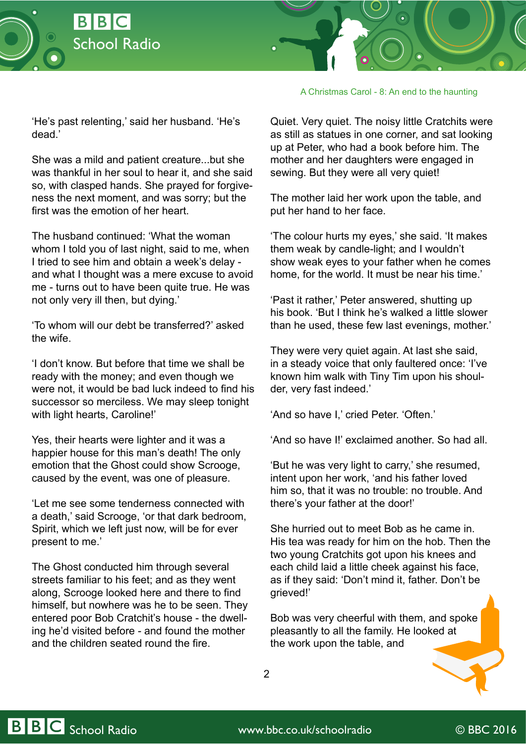'He's past relenting,' said her husband. 'He's dead.'

She was a mild and patient creature...but she was thankful in her soul to hear it, and she said so, with clasped hands. She prayed for forgiveness the next moment, and was sorry; but the first was the emotion of her heart.

The husband continued: 'What the woman whom I told you of last night, said to me, when I tried to see him and obtain a week's delay - and what I thought was a mere excuse to avoid me - turns out to have been quite true. He was not only very ill then, but dying.'

'To whom will our debt be transferred?' asked the wife.

'I don't know. But before that time we shall be ready with the money; and even though we were not, it would be bad luck indeed to find his successor so merciless. We may sleep tonight with light hearts, Caroline!'

Yes, their hearts were lighter and it was a happier house for this man's death! The only emotion that the Ghost could show Scrooge, caused by the event, was one of pleasure.

'Let me see some tenderness connected with a death,' said Scrooge, 'or that dark bedroom, Spirit, which we left just now, will be for ever present to me.'

The Ghost conducted him through several streets familiar to his feet; and as they went along, Scrooge looked here and there to find himself, but nowhere was he to be seen. They entered poor Bob Cratchit's house - the dwelling he'd visited before - and found the mother and the children seated round the fire.

Quiet. Very quiet. The noisy little Cratchits were as still as statues in one corner, and sat looking up at Peter, who had a book before him. The mother and her daughters were engaged in sewing. But they were all very quiet!

The mother laid her work upon the table, and put her hand to her face.

'The colour hurts my eyes,' she said. 'It makes them weak by candle-light; and I wouldn't show weak eyes to your father when he comes home, for the world. It must be near his time.'

'Past it rather,' Peter answered, shutting up his book. 'But I think he's walked a little slower than he used, these few last evenings, mother.'

They were very quiet again. At last she said, in a steady voice that only faultered once: 'I've known him walk with Tiny Tim upon his shoulder, very fast indeed.'

'And so have I,' cried Peter. 'Often.'

'And so have I!' exclaimed another. So had all.

'But he was very light to carry,' she resumed, intent upon her work, 'and his father loved him so, that it was no trouble: no trouble. And there's your father at the door!'

She hurried out to meet Bob as he came in. His tea was ready for him on the hob. Then the two young Cratchits got upon his knees and each child laid a little cheek against his face, as if they said: 'Don't mind it, father. Don't be grieved!'

Bob was very cheerful with them, and spoke pleasantly to all the family. He looked at the work upon the table, and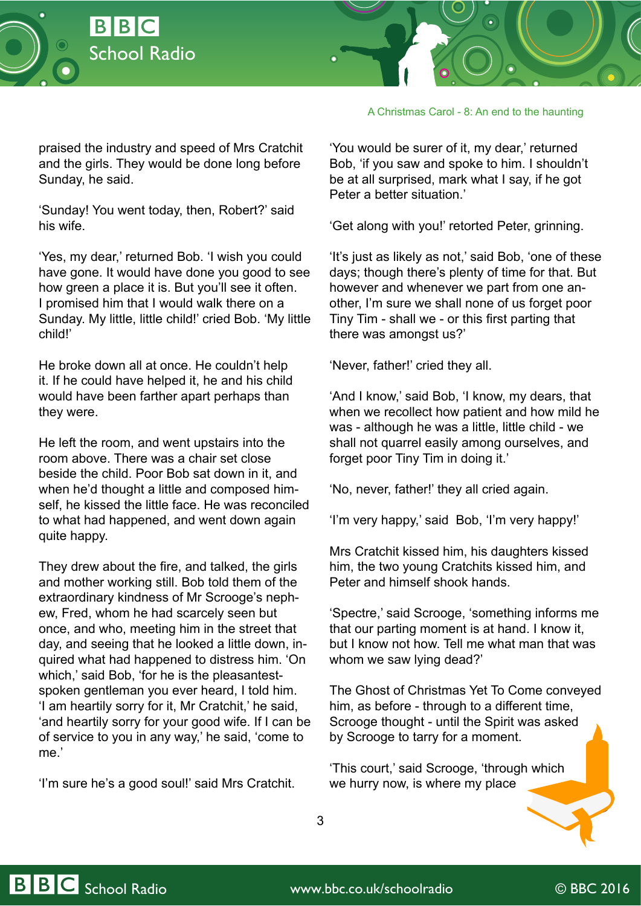praised the industry and speed of Mrs Cratchit and the girls. They would be done long before Sunday, he said.

'Sunday! You went today, then, Robert?' said his wife.

'Yes, my dear,' returned Bob. 'I wish you could have gone. It would have done you good to see how green a place it is. But you'll see it often. I promised him that I would walk there on a Sunday. My little, little child!' cried Bob. 'My little child!'

He broke down all at once. He couldn't help it. If he could have helped it, he and his child would have been farther apart perhaps than they were.

He left the room, and went upstairs into the room above. There was a chair set close beside the child. Poor Bob sat down in it, and when he'd thought a little and composed himself, he kissed the little face. He was reconciled to what had happened, and went down again quite happy.

They drew about the fire, and talked, the girls and mother working still. Bob told them of the extraordinary kindness of Mr Scrooge's nephew, Fred, whom he had scarcely seen but once, and who, meeting him in the street that day, and seeing that he looked a little down, inquired what had happened to distress him. 'On which,' said Bob, 'for he is the pleasantest-spoken gentleman you ever heard, I told him. 'I am heartily sorry for it, Mr Cratchit,' he said, 'and heartily sorry for your good wife. If I can be of service to you in any way,' he said, 'come to me.'

'I'm sure he's a good soul!' said Mrs Cratchit.

'You would be surer of it, my dear,' returned Bob, 'if you saw and spoke to him. I shouldn't be at all surprised, mark what I say, if he got Peter a better situation.'

'Get along with you!' retorted Peter, grinning.

'It's just as likely as not,' said Bob, 'one of these days; though there's plenty of time for that. But however and whenever we part from one another, I'm sure we shall none of us forget poor Tiny Tim - shall we - or this first parting that there was amongst us?'

'Never, father!' cried they all.

'And I know,' said Bob, 'I know, my dears, that when we recollect how patient and how mild he was - although he was a little, little child - we shall not quarrel easily among ourselves, and forget poor Tiny Tim in doing it.'

'No, never, father!' they all cried again.

'I'm very happy,' said Bob, 'I'm very happy!'

Mrs Cratchit kissed him, his daughters kissed him, the two young Cratchits kissed him, and Peter and himself shook hands.

'Spectre,' said Scrooge, 'something informs me that our parting moment is at hand. I know it, but I know not how. Tell me what man that was whom we saw lying dead?'

The Ghost of Christmas Yet To Come conveyed him, as before - through to a different time, Scrooge thought - until the Spirit was asked by Scrooge to tarry for a moment.

'This court,' said Scrooge, 'through which we hurry now, is where my place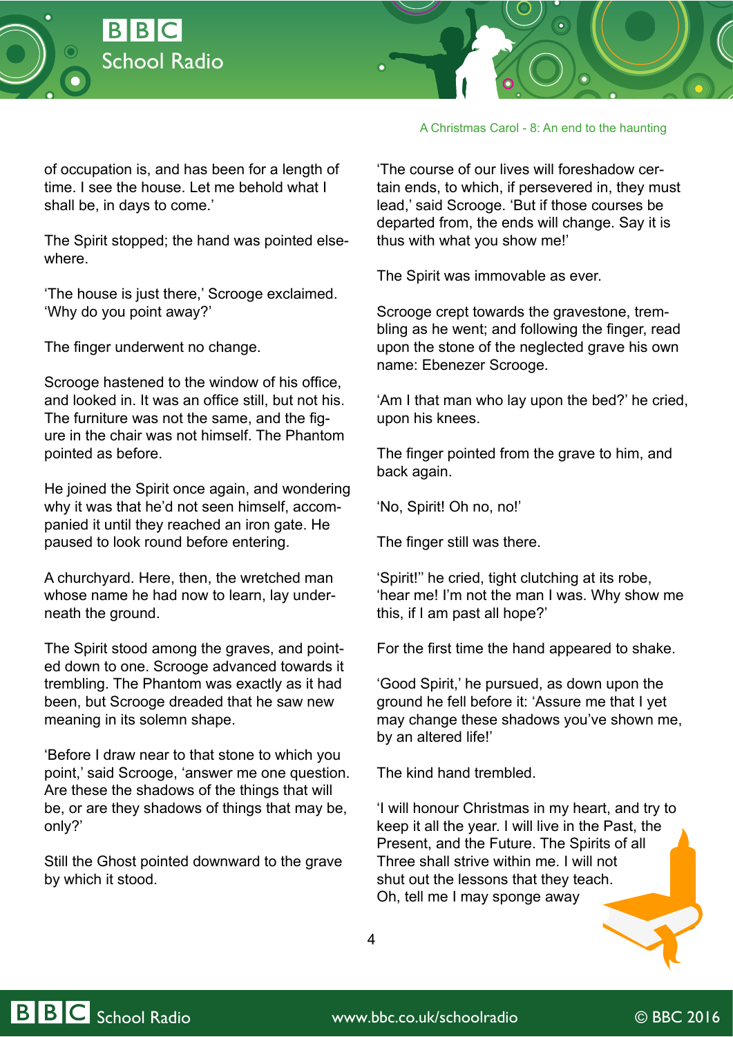of occupation is, and has been for a length of time. I see the house. Let me behold what I shall be, in days to come.'

The Spirit stopped; the hand was pointed elsewhere.

'The house is just there,' Scrooge exclaimed. 'Why do you point away?'

The finger underwent no change.

Scrooge hastened to the window of his office, and looked in. It was an office still, but not his. The furniture was not the same, and the figure in the chair was not himself. The Phantom pointed as before.

He joined the Spirit once again, and wondering why it was that he'd not seen himself, accompanied it until they reached an iron gate. He paused to look round before entering.

A churchyard. Here, then, the wretched man whose name he had now to learn, lay underneath the ground.

The Spirit stood among the graves, and pointed down to one. Scrooge advanced towards it trembling. The Phantom was exactly as it had been, but Scrooge dreaded that he saw new meaning in its solemn shape.

'Before I draw near to that stone to which you point,' said Scrooge, 'answer me one question. Are these the shadows of the things that will be, or are they shadows of things that may be, only?'

Still the Ghost pointed downward to the grave by which it stood.

'The course of our lives will foreshadow certain ends, to which, if persevered in, they must lead,' said Scrooge. 'But if those courses be departed from, the ends will change. Say it is thus with what you show me!'

The Spirit was immovable as ever.

Scrooge crept towards the gravestone, trembling as he went; and following the finger, read upon the stone of the neglected grave his own name: Ebenezer Scrooge.

'Am I that man who lay upon the bed?' he cried, upon his knees.

The finger pointed from the grave to him, and back again.

'No, Spirit! Oh no, no!'

The finger still was there.

'Spirit!" he cried, tight clutching at its robe, 'hear me! I'm not the man I was. Why show me this, if I am past all hope?'

For the first time the hand appeared to shake.

'Good Spirit,' he pursued, as down upon the ground he fell before it: 'Assure me that I yet may change these shadows you've shown me, by an altered life!'

The kind hand trembled.

'I will honour Christmas in my heart, and try to keep it all the year. I will live in the Past, the Present, and the Future. The Spirits of all Three shall strive within me. I will not shut out the lessons that they teach. Oh, tell me I may sponge away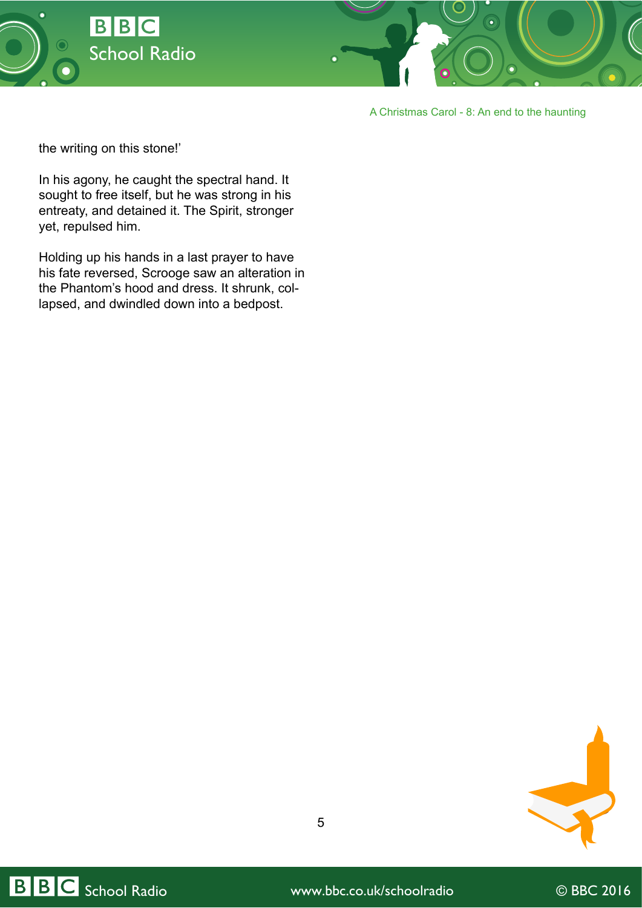the writing on this stone!'

In his agony, he caught the spectral hand. It sought to free itself, but he was strong in his entreaty, and detained it. The Spirit, stronger yet, repulsed him.

Holding up his hands in a last prayer to have his fate reversed, Scrooge saw an alteration in the Phantom's hood and dress. It shrunk, collapsed, and dwindled down into a bedpost.